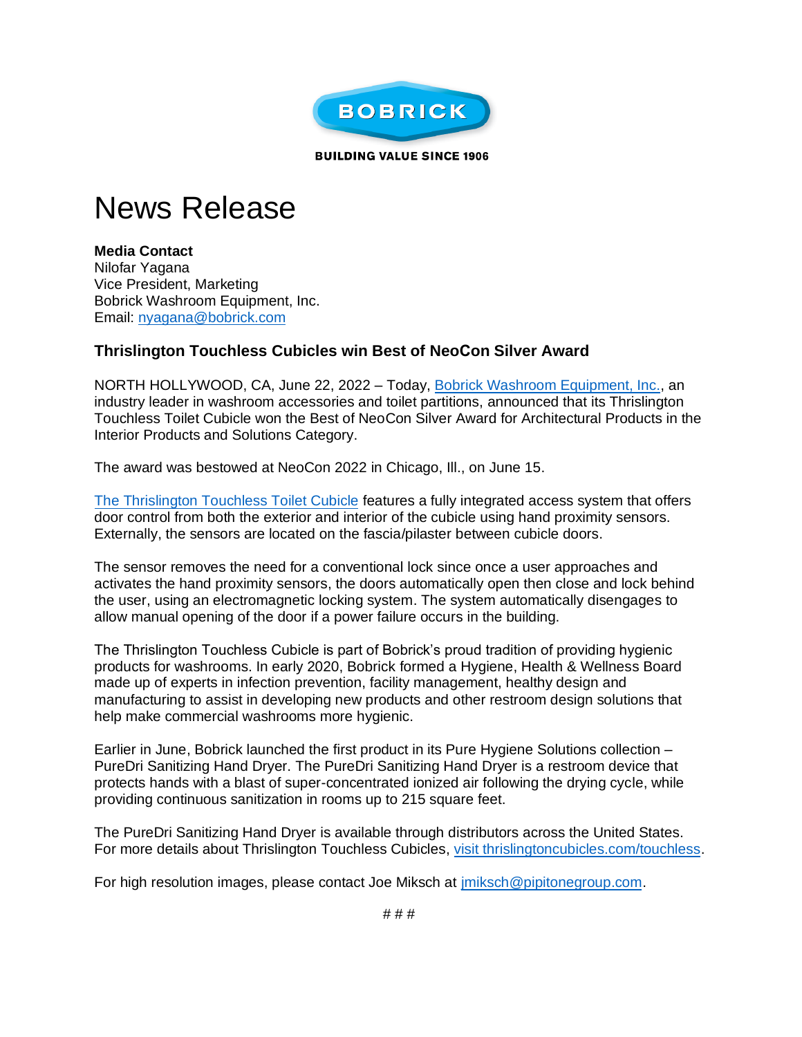BOBRICK

BUILDING VALUE SINCE 1906

# News Release

**Media Contact**
Nilofar Yagana
Vice President, Marketing
Bobrick Washroom Equipment, Inc.
Email: nyagana@bobrick.com

## Thrislington Touchless Cubicles win Best of NeoCon Silver Award

NORTH HOLLYWOOD, CA, June 22, 2022 – Today, Bobrick Washroom Equipment, Inc., an industry leader in washroom accessories and toilet partitions, announced that its Thrislington Touchless Toilet Cubicle won the Best of NeoCon Silver Award for Architectural Products in the Interior Products and Solutions Category.

The award was bestowed at NeoCon 2022 in Chicago, Ill., on June 15.

The Thrislington Touchless Toilet Cubicle features a fully integrated access system that offers door control from both the exterior and interior of the cubicle using hand proximity sensors. Externally, the sensors are located on the fascia/pilaster between cubicle doors.

The sensor removes the need for a conventional lock since once a user approaches and activates the hand proximity sensors, the doors automatically open then close and lock behind the user, using an electromagnetic locking system. The system automatically disengages to allow manual opening of the door if a power failure occurs in the building.

The Thrislington Touchless Cubicle is part of Bobrick's proud tradition of providing hygienic products for washrooms. In early 2020, Bobrick formed a Hygiene, Health & Wellness Board made up of experts in infection prevention, facility management, healthy design and manufacturing to assist in developing new products and other restroom design solutions that help make commercial washrooms more hygienic.

Earlier in June, Bobrick launched the first product in its Pure Hygiene Solutions collection – PureDri Sanitizing Hand Dryer. The PureDri Sanitizing Hand Dryer is a restroom device that protects hands with a blast of super-concentrated ionized air following the drying cycle, while providing continuous sanitization in rooms up to 215 square feet.

The PureDri Sanitizing Hand Dryer is available through distributors across the United States. For more details about Thrislington Touchless Cubicles, visit thrislingtoncubicles.com/touchless.

For high resolution images, please contact Joe Miksch at jmiksch@pipitonegroup.com.

# # #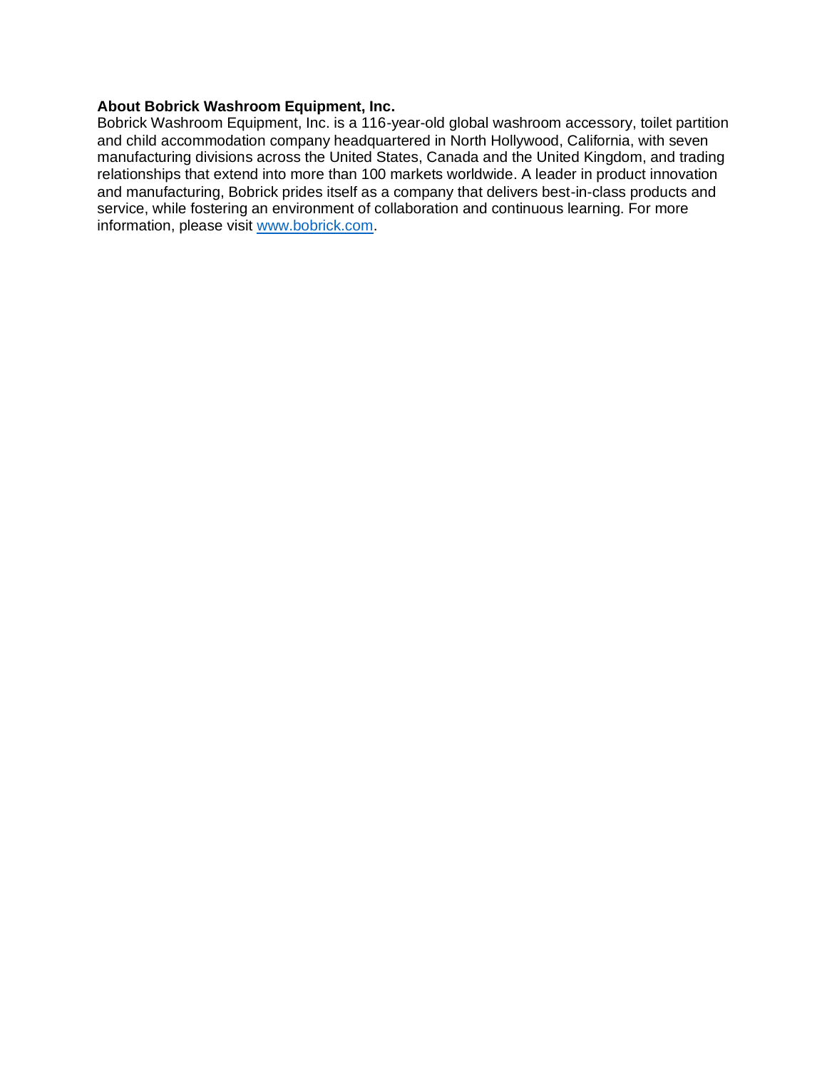**About Bobrick Washroom Equipment, Inc.**

Bobrick Washroom Equipment, Inc. is a 116-year-old global washroom accessory, toilet partition and child accommodation company headquartered in North Hollywood, California, with seven manufacturing divisions across the United States, Canada and the United Kingdom, and trading relationships that extend into more than 100 markets worldwide. A leader in product innovation and manufacturing, Bobrick prides itself as a company that delivers best-in-class products and service, while fostering an environment of collaboration and continuous learning. For more information, please visit [www.bobrick.com](http://www.bobrick.com).